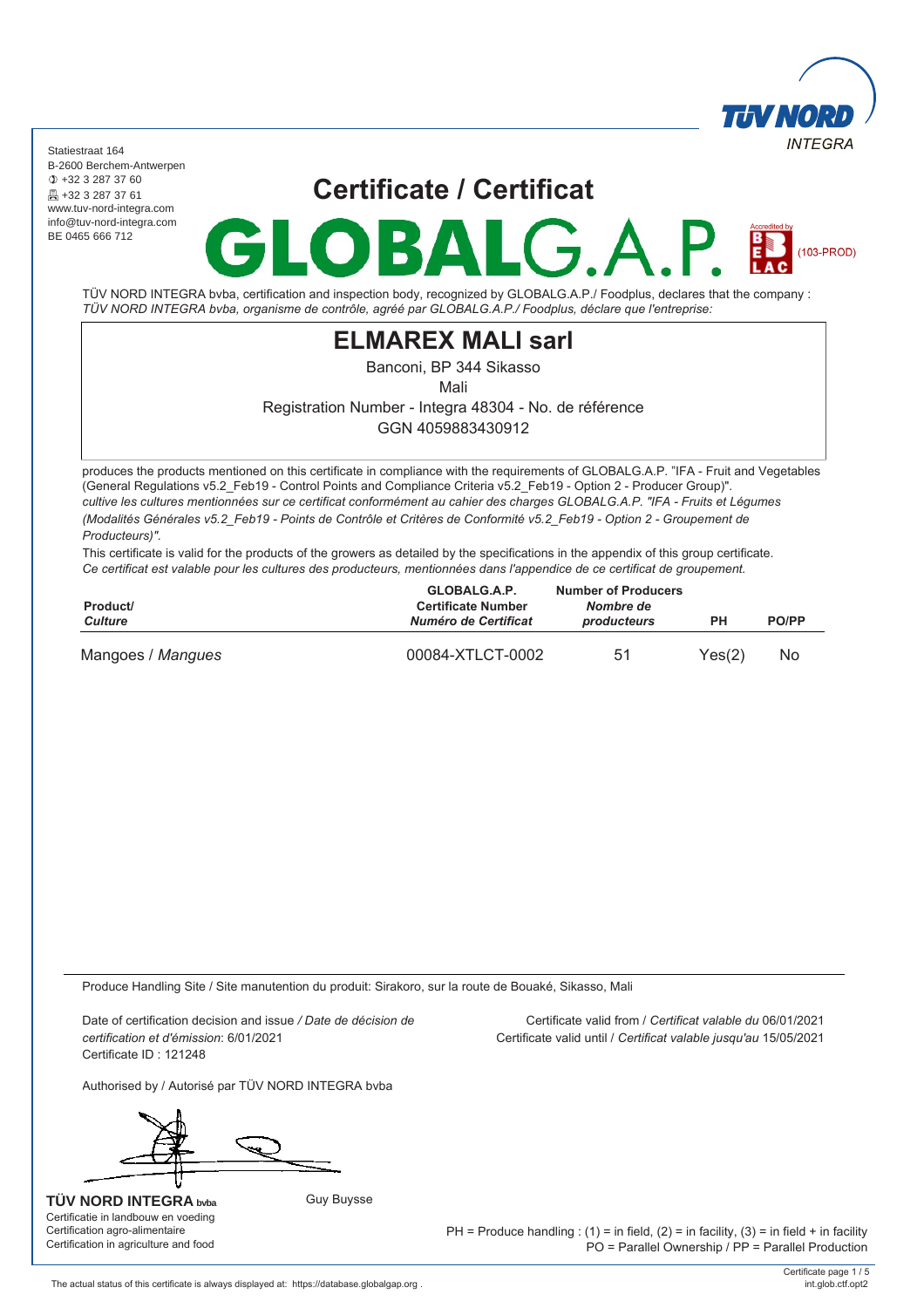Statiestraat 164
B-2600 Berchem-Antwerpen
+32 3 287 37 60
+32 3 287 37 61
www.tuv-nord-integra.com
info@tuv-nord-integra.com
BE 0465 666 712

TÜV NORD INTEGRA

# Certificate / Certificat

# GLOBALG.A.P.

Accredited by BELAC (103-PROD)

TÜV NORD INTEGRA bvba, certification and inspection body, recognized by GLOBALG.A.P./ Foodplus, declares that the company :
*TÜV NORD INTEGRA bvba, organisme de contrôle, agréé par GLOBALG.A.P./ Foodplus, déclare que l'entreprise:*

## ELMAREX MALI sarl

Banconi, BP 344 Sikasso
Mali
Registration Number - Integra 48304 - No. de référence
GGN 4059883430912

produces the products mentioned on this certificate in compliance with the requirements of GLOBALG.A.P. "IFA - Fruit and Vegetables (General Regulations v5.2_Feb19 - Control Points and Compliance Criteria v5.2_Feb19 - Option 2 - Producer Group)".
*cultive les cultures mentionnées sur ce certificat conformément au cahier des charges GLOBALG.A.P. "IFA - Fruits et Légumes (Modalités Générales v5.2_Feb19 - Points de Contrôle et Critères de Conformité v5.2_Feb19 - Option 2 - Groupement de Producteurs)".*

This certificate is valid for the products of the growers as detailed by the specifications in the appendix of this group certificate.
*Ce certificat est valable pour les cultures des producteurs, mentionnées dans l'appendice de ce certificat de groupement.*

| Product/ *Culture* | GLOBALG.A.P. Certificate Number *Numéro de Certificat* | Number of Producers *Nombre de producteurs* | PH | PO/PP |
|---|---|---|---|---|
| Mangoes / *Mangues* | 00084-XTLCT-0002 | 51 | Yes(2) | No |

Produce Handling Site / Site manutention du produit: Sirakoro, sur la route de Bouaké, Sikasso, Mali

Date of certification decision and issue */ Date de décision de certification et d'émission*: 6/01/2021
Certificate ID : 121248

Certificate valid from / *Certificat valable du* 06/01/2021
Certificate valid until / *Certificat valable jusqu'au* 15/05/2021

Authorised by / Autorisé par TÜV NORD INTEGRA bvba

Guy Buysse

**TÜV NORD INTEGRA bvba**
Certificatie in landbouw en voeding
Certification agro-alimentaire
Certification in agriculture and food

PH = Produce handling : (1) = in field, (2) = in facility, (3) = in field + in facility
PO = Parallel Ownership / PP = Parallel Production

The actual status of this certificate is always displayed at: https://database.globalgap.org .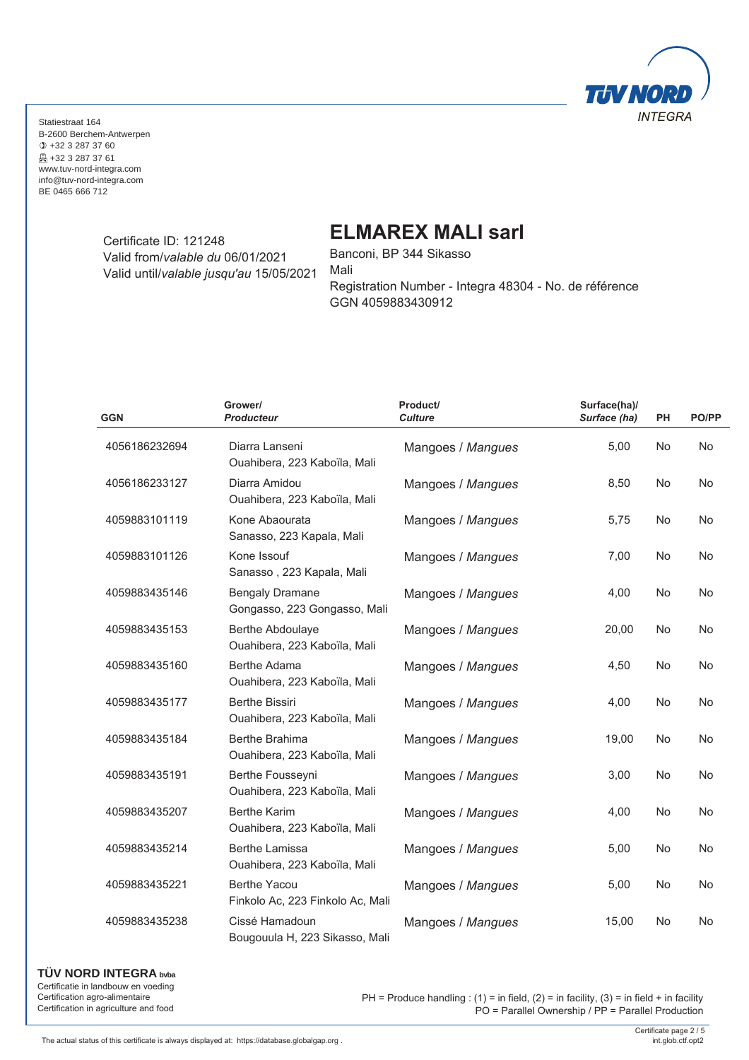Statiestraat 164
B-2600 Berchem-Antwerpen
+32 3 287 37 60
+32 3 287 37 61
www.tuv-nord-integra.com
info@tuv-nord-integra.com
BE 0465 666 712

Certificate ID: 121248
Valid from/*valable du* 06/01/2021
Valid until/*valable jusqu'au* 15/05/2021

# ELMAREX MALI sarl

Banconi, BP 344 Sikasso
Mali
Registration Number - Integra 48304 - No. de référence
GGN 4059883430912

| GGN | Grower/ *Producteur* | Product/ *Culture* | Surface(ha)/ *Surface (ha)* | PH | PO/PP |
|---|---|---|---|---|---|
| 4056186232694 | Diarra Lanseni<br>Ouahibera, 223 Kaboïla, Mali | Mangoes / *Mangues* | 5,00 | No | No |
| 4056186233127 | Diarra Amidou<br>Ouahibera, 223 Kaboïla, Mali | Mangoes / *Mangues* | 8,50 | No | No |
| 4059883101119 | Kone Abaourata<br>Sanasso, 223 Kapala, Mali | Mangoes / *Mangues* | 5,75 | No | No |
| 4059883101126 | Kone Issouf<br>Sanasso , 223 Kapala, Mali | Mangoes / *Mangues* | 7,00 | No | No |
| 4059883435146 | Bengaly Dramane<br>Gongasso, 223 Gongasso, Mali | Mangoes / *Mangues* | 4,00 | No | No |
| 4059883435153 | Berthe Abdoulaye<br>Ouahibera, 223 Kaboïla, Mali | Mangoes / *Mangues* | 20,00 | No | No |
| 4059883435160 | Berthe Adama<br>Ouahibera, 223 Kaboïla, Mali | Mangoes / *Mangues* | 4,50 | No | No |
| 4059883435177 | Berthe Bissiri<br>Ouahibera, 223 Kaboïla, Mali | Mangoes / *Mangues* | 4,00 | No | No |
| 4059883435184 | Berthe Brahima<br>Ouahibera, 223 Kaboïla, Mali | Mangoes / *Mangues* | 19,00 | No | No |
| 4059883435191 | Berthe Fousseyni<br>Ouahibera, 223 Kaboïla, Mali | Mangoes / *Mangues* | 3,00 | No | No |
| 4059883435207 | Berthe Karim<br>Ouahibera, 223 Kaboïla, Mali | Mangoes / *Mangues* | 4,00 | No | No |
| 4059883435214 | Berthe Lamissa<br>Ouahibera, 223 Kaboïla, Mali | Mangoes / *Mangues* | 5,00 | No | No |
| 4059883435221 | Berthe Yacou<br>Finkolo Ac, 223 Finkolo Ac, Mali | Mangoes / *Mangues* | 5,00 | No | No |
| 4059883435238 | Cissé Hamadoun<br>Bougouula H, 223 Sikasso, Mali | Mangoes / *Mangues* | 15,00 | No | No |

**TÜV NORD INTEGRA bvba**
Certificatie in landbouw en voeding
Certification agro-alimentaire
Certification in agriculture and food

PH = Produce handling : (1) = in field, (2) = in facility, (3) = in field + in facility
PO = Parallel Ownership / PP = Parallel Production

The actual status of this certificate is always displayed at: https://database.globalgap.org .

int.glob.ctf.opt2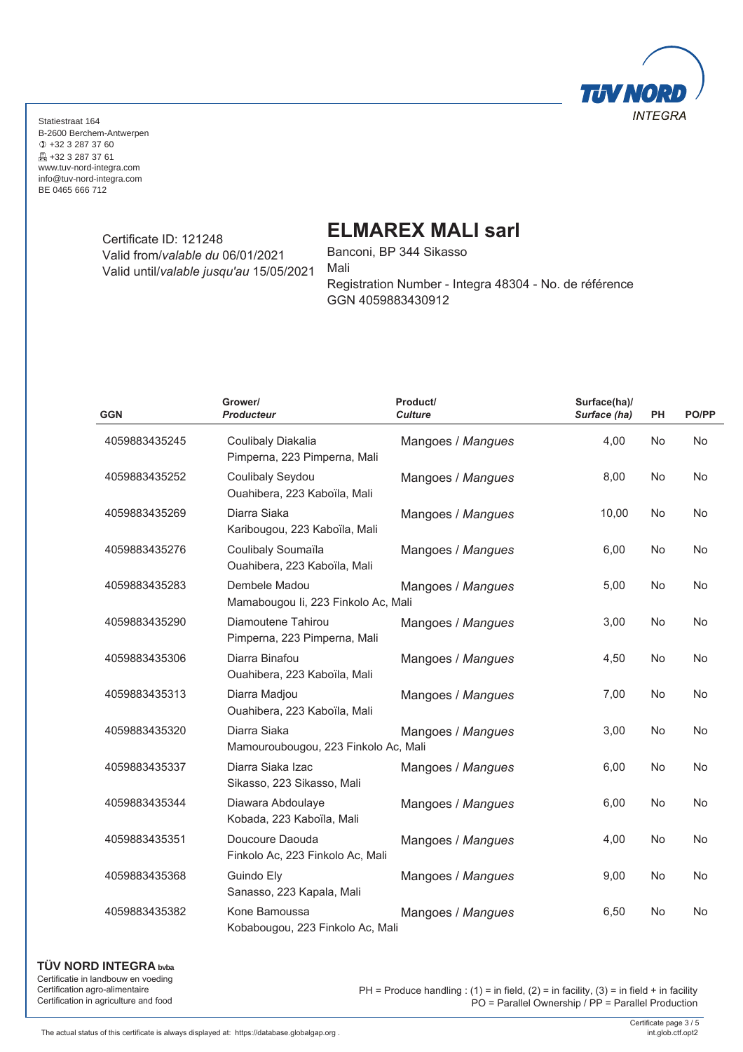Statiestraat 164
B-2600 Berchem-Antwerpen
+32 3 287 37 60
+32 3 287 37 61
www.tuv-nord-integra.com
info@tuv-nord-integra.com
BE 0465 666 712

Certificate ID: 121248
Valid from/*valable du* 06/01/2021
Valid until/*valable jusqu'au* 15/05/2021

## ELMAREX MALI sarl

Banconi, BP 344 Sikasso
Mali
Registration Number - Integra 48304 - No. de référence
GGN 4059883430912

| GGN | Grower/ *Producteur* | Product/ *Culture* | Surface(ha)/ *Surface (ha)* | PH | PO/PP |
|---|---|---|---|---|---|
| 4059883435245 | Coulibaly Diakalia<br>Pimperna, 223 Pimperna, Mali | Mangoes / *Mangues* | 4,00 | No | No |
| 4059883435252 | Coulibaly Seydou<br>Ouahibera, 223 Kaboïla, Mali | Mangoes / *Mangues* | 8,00 | No | No |
| 4059883435269 | Diarra Siaka<br>Karibougou, 223 Kaboïla, Mali | Mangoes / *Mangues* | 10,00 | No | No |
| 4059883435276 | Coulibaly Soumaïla<br>Ouahibera, 223 Kaboïla, Mali | Mangoes / *Mangues* | 6,00 | No | No |
| 4059883435283 | Dembele Madou<br>Mamabougou Ii, 223 Finkolo Ac, Mali | Mangoes / *Mangues* | 5,00 | No | No |
| 4059883435290 | Diamoutene Tahirou<br>Pimperna, 223 Pimperna, Mali | Mangoes / *Mangues* | 3,00 | No | No |
| 4059883435306 | Diarra Binafou<br>Ouahibera, 223 Kaboïla, Mali | Mangoes / *Mangues* | 4,50 | No | No |
| 4059883435313 | Diarra Madjou<br>Ouahibera, 223 Kaboïla, Mali | Mangoes / *Mangues* | 7,00 | No | No |
| 4059883435320 | Diarra Siaka<br>Mamouroubougou, 223 Finkolo Ac, Mali | Mangoes / *Mangues* | 3,00 | No | No |
| 4059883435337 | Diarra Siaka Izac<br>Sikasso, 223 Sikasso, Mali | Mangoes / *Mangues* | 6,00 | No | No |
| 4059883435344 | Diawara Abdoulaye<br>Kobada, 223 Kaboïla, Mali | Mangoes / *Mangues* | 6,00 | No | No |
| 4059883435351 | Doucoure Daouda<br>Finkolo Ac, 223 Finkolo Ac, Mali | Mangoes / *Mangues* | 4,00 | No | No |
| 4059883435368 | Guindo Ely<br>Sanasso, 223 Kapala, Mali | Mangoes / *Mangues* | 9,00 | No | No |
| 4059883435382 | Kone Bamoussa<br>Kobabougou, 223 Finkolo Ac, Mali | Mangoes / *Mangues* | 6,50 | No | No |

**TÜV NORD INTEGRA bvba**
Certificatie in landbouw en voeding
Certification agro-alimentaire
Certification in agriculture and food

PH = Produce handling : (1) = in field, (2) = in facility, (3) = in field + in facility
PO = Parallel Ownership / PP = Parallel Production

The actual status of this certificate is always displayed at: https://database.globalgap.org .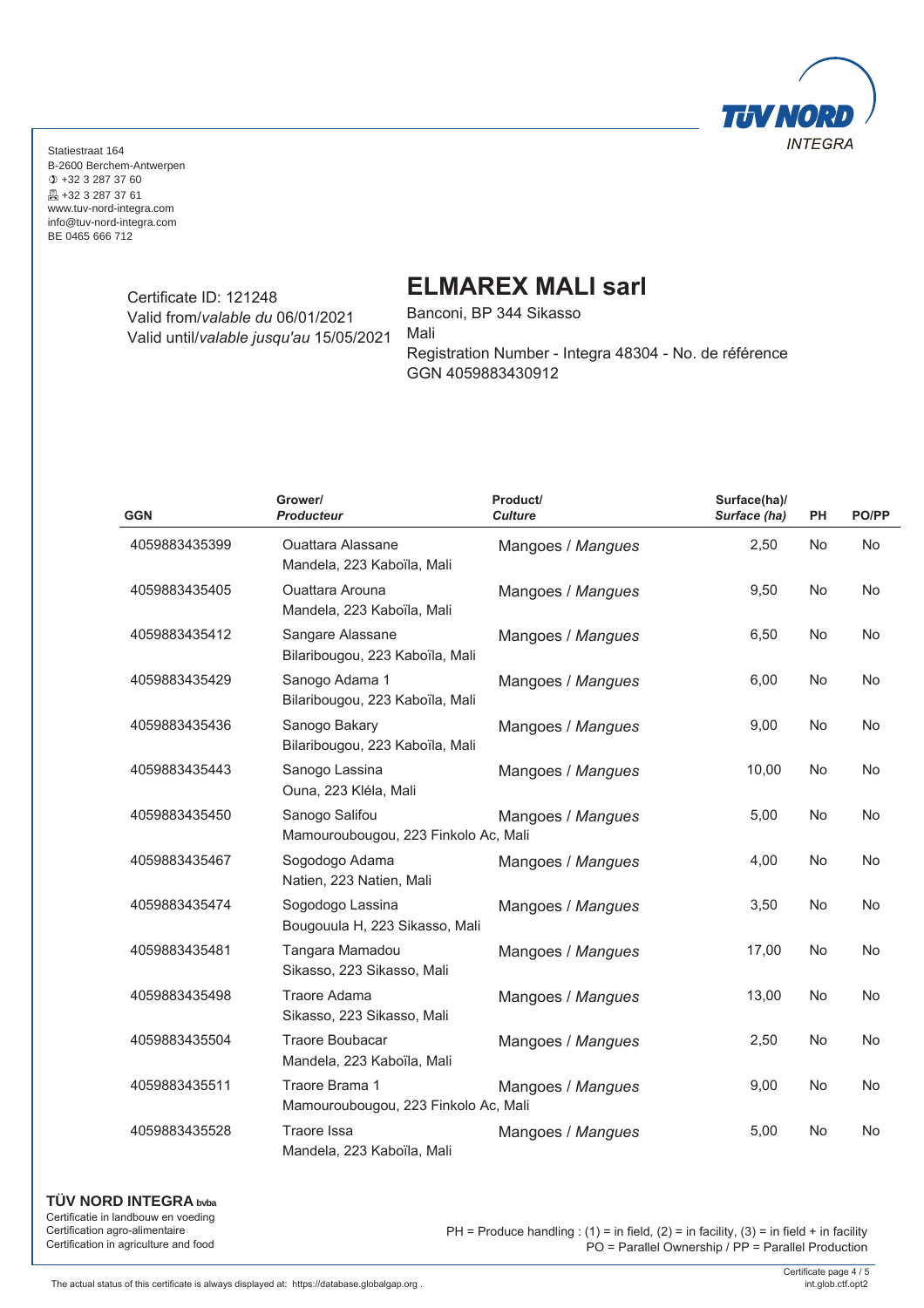Statiestraat 164
B-2600 Berchem-Antwerpen
+32 3 287 37 60
+32 3 287 37 61
www.tuv-nord-integra.com
info@tuv-nord-integra.com
BE 0465 666 712

Certificate ID: 121248
Valid from/*valable du* 06/01/2021
Valid until/*valable jusqu'au* 15/05/2021

# ELMAREX MALI sarl

Banconi, BP 344 Sikasso
Mali
Registration Number - Integra 48304 - No. de référence
GGN 4059883430912

| GGN | Grower/ *Producteur* | Product/ *Culture* | Surface(ha)/ *Surface (ha)* | PH | PO/PP |
|---|---|---|---|---|---|
| 4059883435399 | Ouattara Alassane<br>Mandela, 223 Kaboïla, Mali | Mangoes / *Mangues* | 2,50 | No | No |
| 4059883435405 | Ouattara Arouna<br>Mandela, 223 Kaboïla, Mali | Mangoes / *Mangues* | 9,50 | No | No |
| 4059883435412 | Sangare Alassane<br>Bilaribougou, 223 Kaboïla, Mali | Mangoes / *Mangues* | 6,50 | No | No |
| 4059883435429 | Sanogo Adama 1<br>Bilaribougou, 223 Kaboïla, Mali | Mangoes / *Mangues* | 6,00 | No | No |
| 4059883435436 | Sanogo Bakary<br>Bilaribougou, 223 Kaboïla, Mali | Mangoes / *Mangues* | 9,00 | No | No |
| 4059883435443 | Sanogo Lassina<br>Ouna, 223 Kléla, Mali | Mangoes / *Mangues* | 10,00 | No | No |
| 4059883435450 | Sanogo Salifou<br>Mamouroubougou, 223 Finkolo Ac, Mali | Mangoes / *Mangues* | 5,00 | No | No |
| 4059883435467 | Sogodogo Adama<br>Natien, 223 Natien, Mali | Mangoes / *Mangues* | 4,00 | No | No |
| 4059883435474 | Sogodogo Lassina<br>Bougouula H, 223 Sikasso, Mali | Mangoes / *Mangues* | 3,50 | No | No |
| 4059883435481 | Tangara Mamadou<br>Sikasso, 223 Sikasso, Mali | Mangoes / *Mangues* | 17,00 | No | No |
| 4059883435498 | Traore Adama<br>Sikasso, 223 Sikasso, Mali | Mangoes / *Mangues* | 13,00 | No | No |
| 4059883435504 | Traore Boubacar<br>Mandela, 223 Kaboïla, Mali | Mangoes / *Mangues* | 2,50 | No | No |
| 4059883435511 | Traore Brama 1<br>Mamouroubougou, 223 Finkolo Ac, Mali | Mangoes / *Mangues* | 9,00 | No | No |
| 4059883435528 | Traore Issa<br>Mandela, 223 Kaboïla, Mali | Mangoes / *Mangues* | 5,00 | No | No |

**TÜV NORD INTEGRA bvba**
Certificatie in landbouw en voeding
Certification agro-alimentaire
Certification in agriculture and food

PH = Produce handling : (1) = in field, (2) = in facility, (3) = in field + in facility
PO = Parallel Ownership / PP = Parallel Production

The actual status of this certificate is always displayed at: https://database.globalgap.org .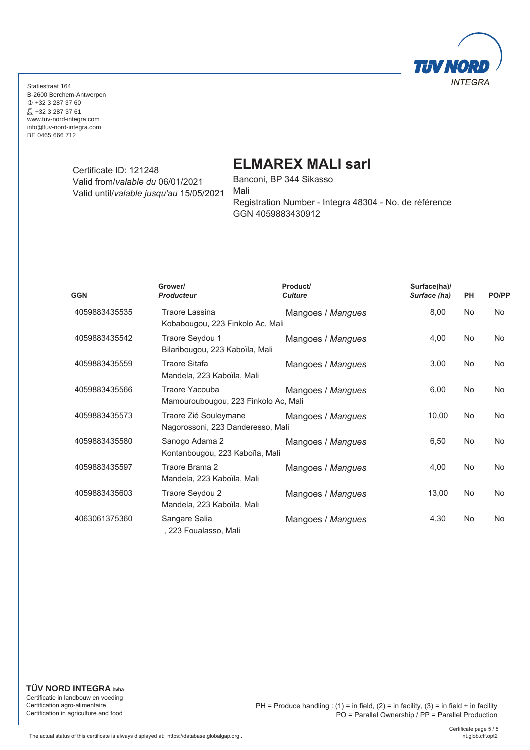TÜV NORD INTEGRA

Statiestraat 164
B-2600 Berchem-Antwerpen
+32 3 287 37 60
+32 3 287 37 61
www.tuv-nord-integra.com
info@tuv-nord-integra.com
BE 0465 666 712

Certificate ID: 121248
Valid from/*valable du* 06/01/2021
Valid until/*valable jusqu'au* 15/05/2021

# ELMAREX MALI sarl

Banconi, BP 344 Sikasso
Mali
Registration Number - Integra 48304 - No. de référence
GGN 4059883430912

| GGN | Grower/ *Producteur* | Product/ *Culture* | Surface(ha)/ *Surface (ha)* | PH | PO/PP |
|---|---|---|---|---|---|
| 4059883435535 | Traore Lassina<br>Kobabougou, 223 Finkolo Ac, Mali | Mangoes / *Mangues* | 8,00 | No | No |
| 4059883435542 | Traore Seydou 1<br>Bilaribougou, 223 Kaboïla, Mali | Mangoes / *Mangues* | 4,00 | No | No |
| 4059883435559 | Traore Sitafa<br>Mandela, 223 Kaboïla, Mali | Mangoes / *Mangues* | 3,00 | No | No |
| 4059883435566 | Traore Yacouba<br>Mamouroubougou, 223 Finkolo Ac, Mali | Mangoes / *Mangues* | 6,00 | No | No |
| 4059883435573 | Traore Zié Souleymane<br>Nagorossoni, 223 Danderesso, Mali | Mangoes / *Mangues* | 10,00 | No | No |
| 4059883435580 | Sanogo Adama 2<br>Kontanbougou, 223 Kaboïla, Mali | Mangoes / *Mangues* | 6,50 | No | No |
| 4059883435597 | Traore Brama 2<br>Mandela, 223 Kaboïla, Mali | Mangoes / *Mangues* | 4,00 | No | No |
| 4059883435603 | Traore Seydou 2<br>Mandela, 223 Kaboïla, Mali | Mangoes / *Mangues* | 13,00 | No | No |
| 4063061375360 | Sangare Salia<br>, 223 Foualasso, Mali | Mangoes / *Mangues* | 4,30 | No | No |

**TÜV NORD INTEGRA bvba**
Certificatie in landbouw en voeding
Certification agro-alimentaire
Certification in agriculture and food

PH = Produce handling : (1) = in field, (2) = in facility, (3) = in field + in facility
PO = Parallel Ownership / PP = Parallel Production

The actual status of this certificate is always displayed at: https://database.globalgap.org .

int.glob.ctf.opt2